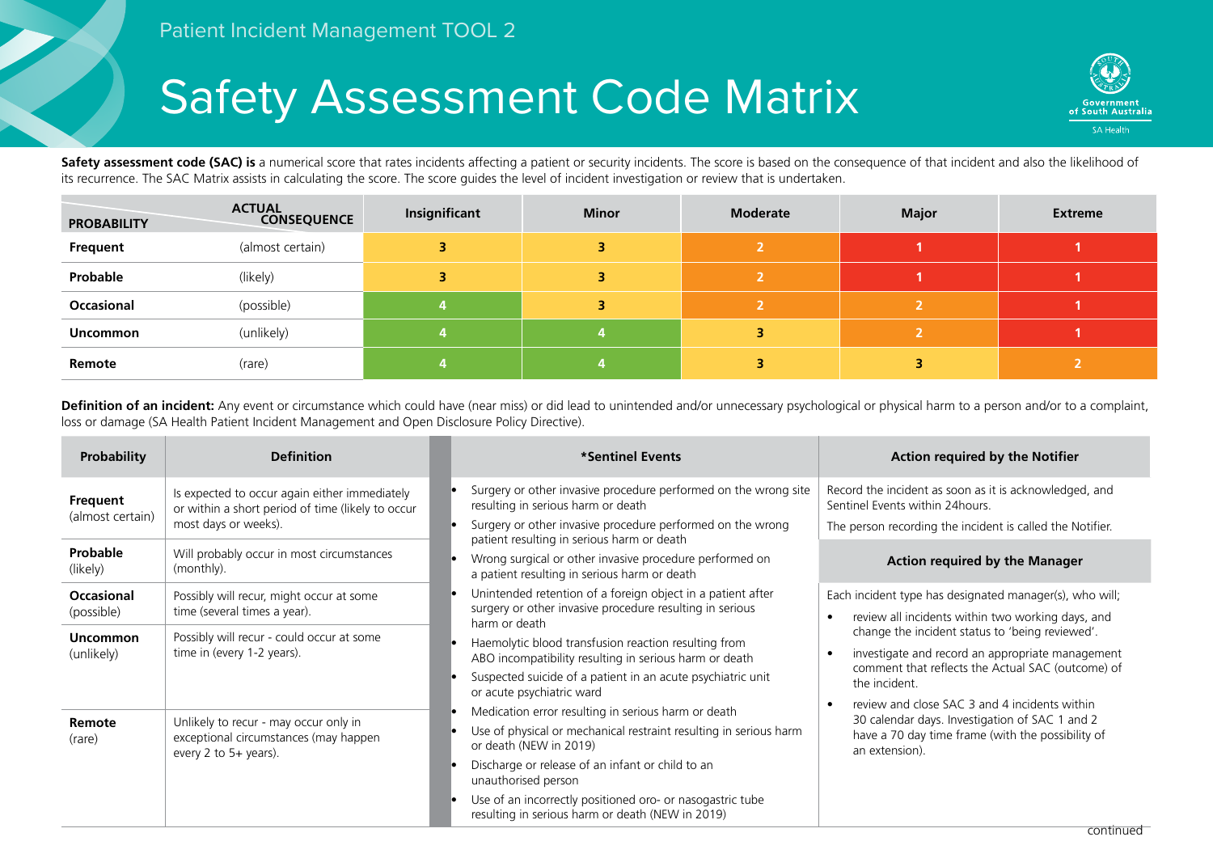Patient Incident Management TOOL 2

# Safety Assessment Code Matrix

**Safety assessment code (SAC) is** a numerical score that rates incidents affecting a patient or security incidents. The score is based on the consequence of that incident and also the likelihood of its recurrence. The SAC Matrix assists in calculating the score. The score guides the level of incident investigation or review that is undertaken.

| PROBABILITY | ACTUAL CONSEQUENCE | Insignificant | Minor | Moderate | Major | Extreme |
|---|---|---|---|---|---|---|
| **Frequent** | (almost certain) | 3 | 3 | 2 | 1 | 1 |
| **Probable** | (likely) | 3 | 3 | 2 | 1 | 1 |
| **Occasional** | (possible) | 4 | 3 | 2 | 2 | 1 |
| **Uncommon** | (unlikely) | 4 | 4 | 3 | 2 | 1 |
| **Remote** | (rare) | 4 | 4 | 3 | 3 | 2 |

**Definition of an incident:** Any event or circumstance which could have (near miss) or did lead to unintended and/or unnecessary psychological or physical harm to a person and/or to a complaint, loss or damage (SA Health Patient Incident Management and Open Disclosure Policy Directive).

| Probability | Definition |
|---|---|
| **Frequent** (almost certain) | Is expected to occur again either immediately or within a short period of time (likely to occur most days or weeks). |
| **Probable** (likely) | Will probably occur in most circumstances (monthly). |
| **Occasional** (possible) | Possibly will recur, might occur at some time (several times a year). |
| **Uncommon** (unlikely) | Possibly will recur - could occur at some time in (every 1-2 years). |
| **Remote** (rare) | Unlikely to recur - may occur only in exceptional circumstances (may happen every 2 to 5+ years). |

### *Sentinel Events

- Surgery or other invasive procedure performed on the wrong site resulting in serious harm or death
- Surgery or other invasive procedure performed on the wrong patient resulting in serious harm or death
- Wrong surgical or other invasive procedure performed on a patient resulting in serious harm or death
- Unintended retention of a foreign object in a patient after surgery or other invasive procedure resulting in serious harm or death
- Haemolytic blood transfusion reaction resulting from ABO incompatibility resulting in serious harm or death
- Suspected suicide of a patient in an acute psychiatric unit or acute psychiatric ward
- Medication error resulting in serious harm or death
- Use of physical or mechanical restraint resulting in serious harm or death (NEW in 2019)
- Discharge or release of an infant or child to an unauthorised person
- Use of an incorrectly positioned oro- or nasogastric tube resulting in serious harm or death (NEW in 2019)

### Action required by the Notifier

Record the incident as soon as it is acknowledged, and Sentinel Events within 24hours.

The person recording the incident is called the Notifier.

### Action required by the Manager

Each incident type has designated manager(s), who will;

- review all incidents within two working days, and change the incident status to 'being reviewed'.
- investigate and record an appropriate management comment that reflects the Actual SAC (outcome) of the incident.
- review and close SAC 3 and 4 incidents within 30 calendar days. Investigation of SAC 1 and 2 have a 70 day time frame (with the possibility of an extension).

continued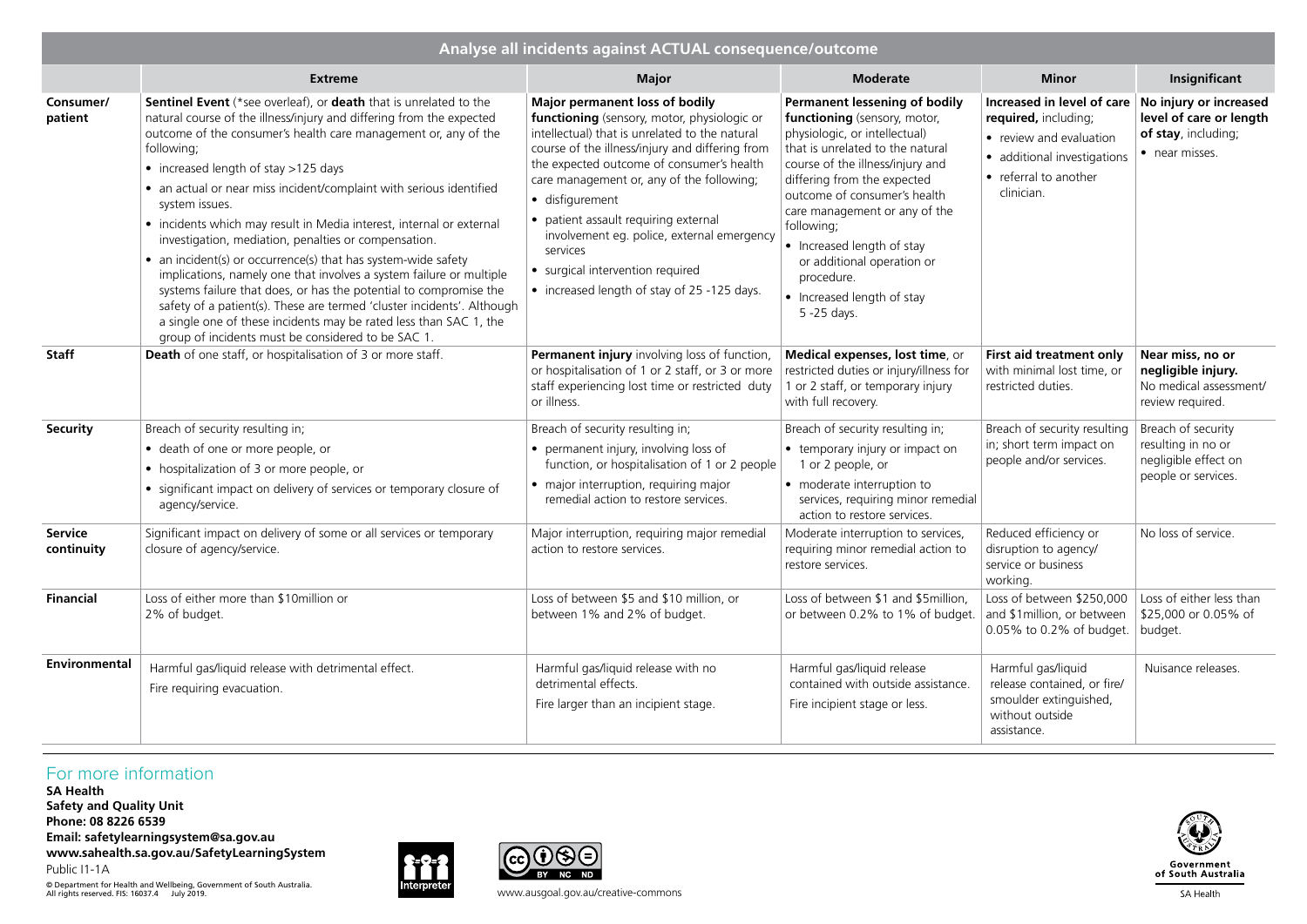| Analyse all incidents against ACTUAL consequence/outcome | | | | | |
|---|---|---|---|---|---|
| | **Extreme** | **Major** | **Moderate** | **Minor** | **Insignificant** |
| **Consumer/ patient** | **Sentinel Event** (*see overleaf), or **death** that is unrelated to the natural course of the illness/injury and differing from the expected outcome of the consumer's health care management or, any of the following; • increased length of stay >125 days • an actual or near miss incident/complaint with serious identified system issues. • incidents which may result in Media interest, internal or external investigation, mediation, penalties or compensation. • an incident(s) or occurrence(s) that has system-wide safety implications, namely one that involves a system failure or multiple systems failure that does, or has the potential to compromise the safety of a patient(s). These are termed 'cluster incidents'. Although a single one of these incidents may be rated less than SAC 1, the group of incidents must be considered to be SAC 1. | **Major permanent loss of bodily functioning** (sensory, motor, physiologic or intellectual) that is unrelated to the natural course of the illness/injury and differing from the expected outcome of consumer's health care management or, any of the following; • disfigurement • patient assault requiring external involvement eg. police, external emergency services • surgical intervention required • increased length of stay of 25 -125 days. | **Permanent lessening of bodily functioning** (sensory, motor, physiologic, or intellectual) that is unrelated to the natural course of the illness/injury and differing from the expected outcome of consumer's health care management or any of the following; • Increased length of stay or additional operation or procedure. • Increased length of stay 5 -25 days. | **Increased in level of care required,** including; • review and evaluation • additional investigations • referral to another clinician. | **No injury or increased level of care or length of stay**, including; • near misses. |
| **Staff** | **Death** of one staff, or hospitalisation of 3 or more staff. | **Permanent injury** involving loss of function, or hospitalisation of 1 or 2 staff, or 3 or more staff experiencing lost time or restricted duty or illness. | **Medical expenses, lost time**, or restricted duties or injury/illness for 1 or 2 staff, or temporary injury with full recovery. | **First aid treatment only** with minimal lost time, or restricted duties. | **Near miss, no or negligible injury.** No medical assessment/ review required. |
| **Security** | Breach of security resulting in; • death of one or more people, or • hospitalization of 3 or more people, or • significant impact on delivery of services or temporary closure of agency/service. | Breach of security resulting in; • permanent injury, involving loss of function, or hospitalisation of 1 or 2 people • major interruption, requiring major remedial action to restore services. | Breach of security resulting in; • temporary injury or impact on 1 or 2 people, or • moderate interruption to services, requiring minor remedial action to restore services. | Breach of security resulting in; short term impact on people and/or services. | Breach of security resulting in no or negligible effect on people or services. |
| **Service continuity** | Significant impact on delivery of some or all services or temporary closure of agency/service. | Major interruption, requiring major remedial action to restore services. | Moderate interruption to services, requiring minor remedial action to restore services. | Reduced efficiency or disruption to agency/ service or business working. | No loss of service. |
| **Financial** | Loss of either more than $10million or 2% of budget. | Loss of between $5 and $10 million, or between 1% and 2% of budget. | Loss of between $1 and $5million, or between 0.2% to 1% of budget. | Loss of between $250,000 and $1million, or between 0.05% to 0.2% of budget. | Loss of either less than $25,000 or 0.05% of budget. |
| **Environmental** | Harmful gas/liquid release with detrimental effect. Fire requiring evacuation. | Harmful gas/liquid release with no detrimental effects. Fire larger than an incipient stage. | Harmful gas/liquid release contained with outside assistance. Fire incipient stage or less. | Harmful gas/liquid release contained, or fire/ smoulder extinguished, without outside assistance. | Nuisance releases. |

## For more information

**SA Health**
**Safety and Quality Unit**
**Phone: 08 8226 6539**
**Email: safetylearningsystem@sa.gov.au**
**www.sahealth.sa.gov.au/SafetyLearningSystem**

Public I1-1A

© Department for Health and Wellbeing, Government of South Australia. All rights reserved. FIS: 16037.4 July 2019.

www.ausgoal.gov.au/creative-commons

Government of South Australia

SA Health